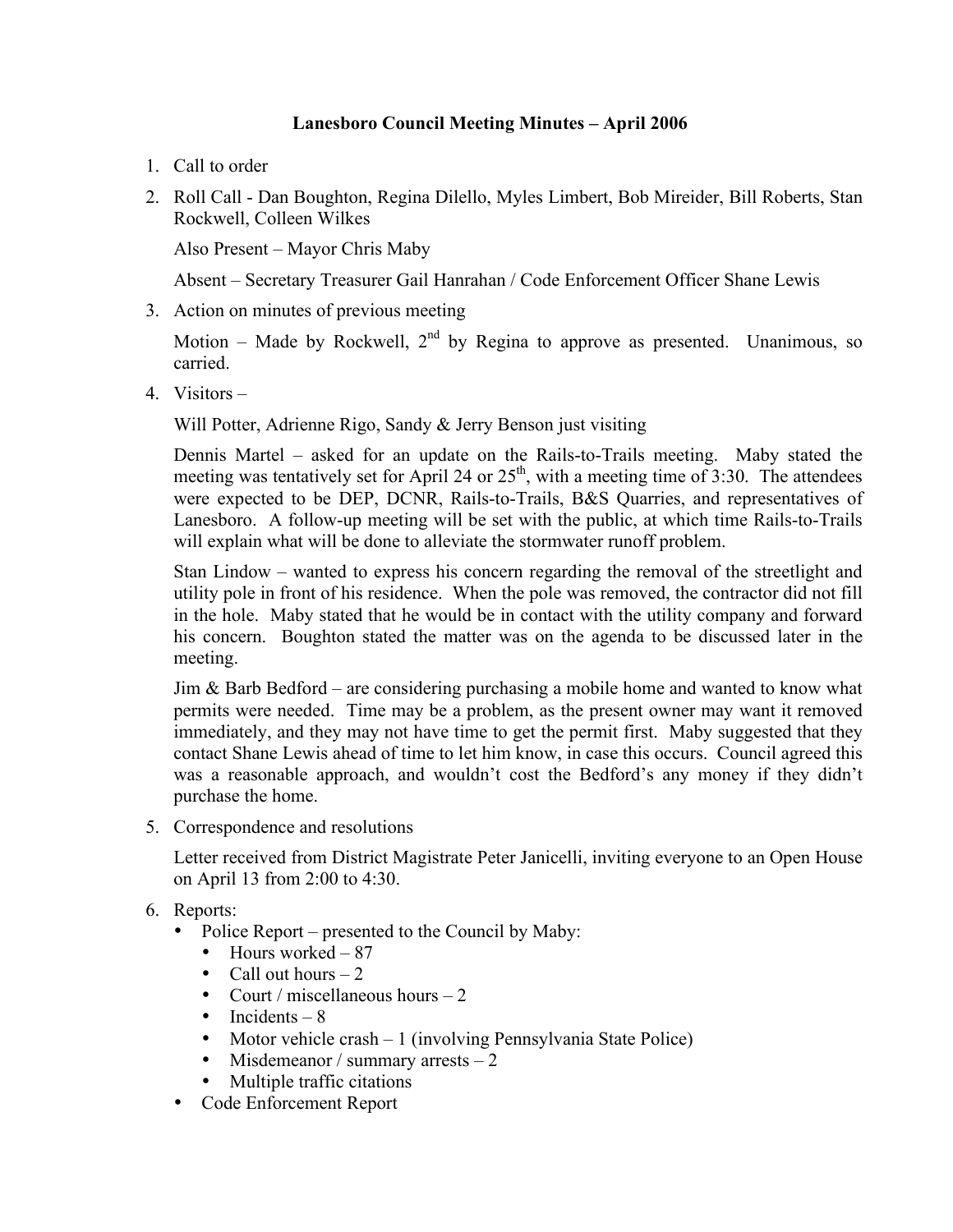# Lanesboro Council Meeting Minutes – April 2006

1. Call to order
2. Roll Call - Dan Boughton, Regina Dilello, Myles Limbert, Bob Mireider, Bill Roberts, Stan Rockwell, Colleen Wilkes

   Also Present – Mayor Chris Maby

   Absent – Secretary Treasurer Gail Hanrahan / Code Enforcement Officer Shane Lewis
3. Action on minutes of previous meeting

   Motion – Made by Rockwell, 2nd by Regina to approve as presented. Unanimous, so carried.
4. Visitors –

   Will Potter, Adrienne Rigo, Sandy & Jerry Benson just visiting

   Dennis Martel – asked for an update on the Rails-to-Trails meeting. Maby stated the meeting was tentatively set for April 24 or 25th, with a meeting time of 3:30. The attendees were expected to be DEP, DCNR, Rails-to-Trails, B&S Quarries, and representatives of Lanesboro. A follow-up meeting will be set with the public, at which time Rails-to-Trails will explain what will be done to alleviate the stormwater runoff problem.

   Stan Lindow – wanted to express his concern regarding the removal of the streetlight and utility pole in front of his residence. When the pole was removed, the contractor did not fill in the hole. Maby stated that he would be in contact with the utility company and forward his concern. Boughton stated the matter was on the agenda to be discussed later in the meeting.

   Jim & Barb Bedford – are considering purchasing a mobile home and wanted to know what permits were needed. Time may be a problem, as the present owner may want it removed immediately, and they may not have time to get the permit first. Maby suggested that they contact Shane Lewis ahead of time to let him know, in case this occurs. Council agreed this was a reasonable approach, and wouldn't cost the Bedford's any money if they didn't purchase the home.
5. Correspondence and resolutions

   Letter received from District Magistrate Peter Janicelli, inviting everyone to an Open House on April 13 from 2:00 to 4:30.
6. Reports:
   - Police Report – presented to the Council by Maby:
     - Hours worked – 87
     - Call out hours – 2
     - Court / miscellaneous hours – 2
     - Incidents – 8
     - Motor vehicle crash – 1 (involving Pennsylvania State Police)
     - Misdemeanor / summary arrests – 2
     - Multiple traffic citations
   - Code Enforcement Report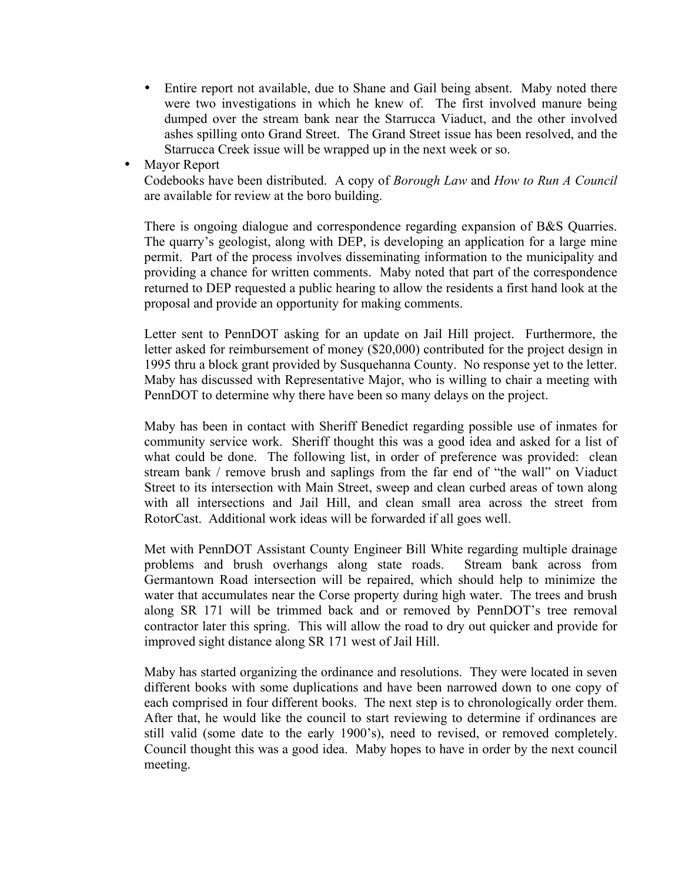- Entire report not available, due to Shane and Gail being absent. Maby noted there were two investigations in which he knew of. The first involved manure being dumped over the stream bank near the Starrucca Viaduct, and the other involved ashes spilling onto Grand Street. The Grand Street issue has been resolved, and the Starrucca Creek issue will be wrapped up in the next week or so.

- Mayor Report

  Codebooks have been distributed. A copy of *Borough Law* and *How to Run A Council* are available for review at the boro building.

  There is ongoing dialogue and correspondence regarding expansion of B&S Quarries. The quarry's geologist, along with DEP, is developing an application for a large mine permit. Part of the process involves disseminating information to the municipality and providing a chance for written comments. Maby noted that part of the correspondence returned to DEP requested a public hearing to allow the residents a first hand look at the proposal and provide an opportunity for making comments.

  Letter sent to PennDOT asking for an update on Jail Hill project. Furthermore, the letter asked for reimbursement of money ($20,000) contributed for the project design in 1995 thru a block grant provided by Susquehanna County. No response yet to the letter. Maby has discussed with Representative Major, who is willing to chair a meeting with PennDOT to determine why there have been so many delays on the project.

  Maby has been in contact with Sheriff Benedict regarding possible use of inmates for community service work. Sheriff thought this was a good idea and asked for a list of what could be done. The following list, in order of preference was provided: clean stream bank / remove brush and saplings from the far end of "the wall" on Viaduct Street to its intersection with Main Street, sweep and clean curbed areas of town along with all intersections and Jail Hill, and clean small area across the street from RotorCast. Additional work ideas will be forwarded if all goes well.

  Met with PennDOT Assistant County Engineer Bill White regarding multiple drainage problems and brush overhangs along state roads. Stream bank across from Germantown Road intersection will be repaired, which should help to minimize the water that accumulates near the Corse property during high water. The trees and brush along SR 171 will be trimmed back and or removed by PennDOT's tree removal contractor later this spring. This will allow the road to dry out quicker and provide for improved sight distance along SR 171 west of Jail Hill.

  Maby has started organizing the ordinance and resolutions. They were located in seven different books with some duplications and have been narrowed down to one copy of each comprised in four different books. The next step is to chronologically order them. After that, he would like the council to start reviewing to determine if ordinances are still valid (some date to the early 1900's), need to revised, or removed completely. Council thought this was a good idea. Maby hopes to have in order by the next council meeting.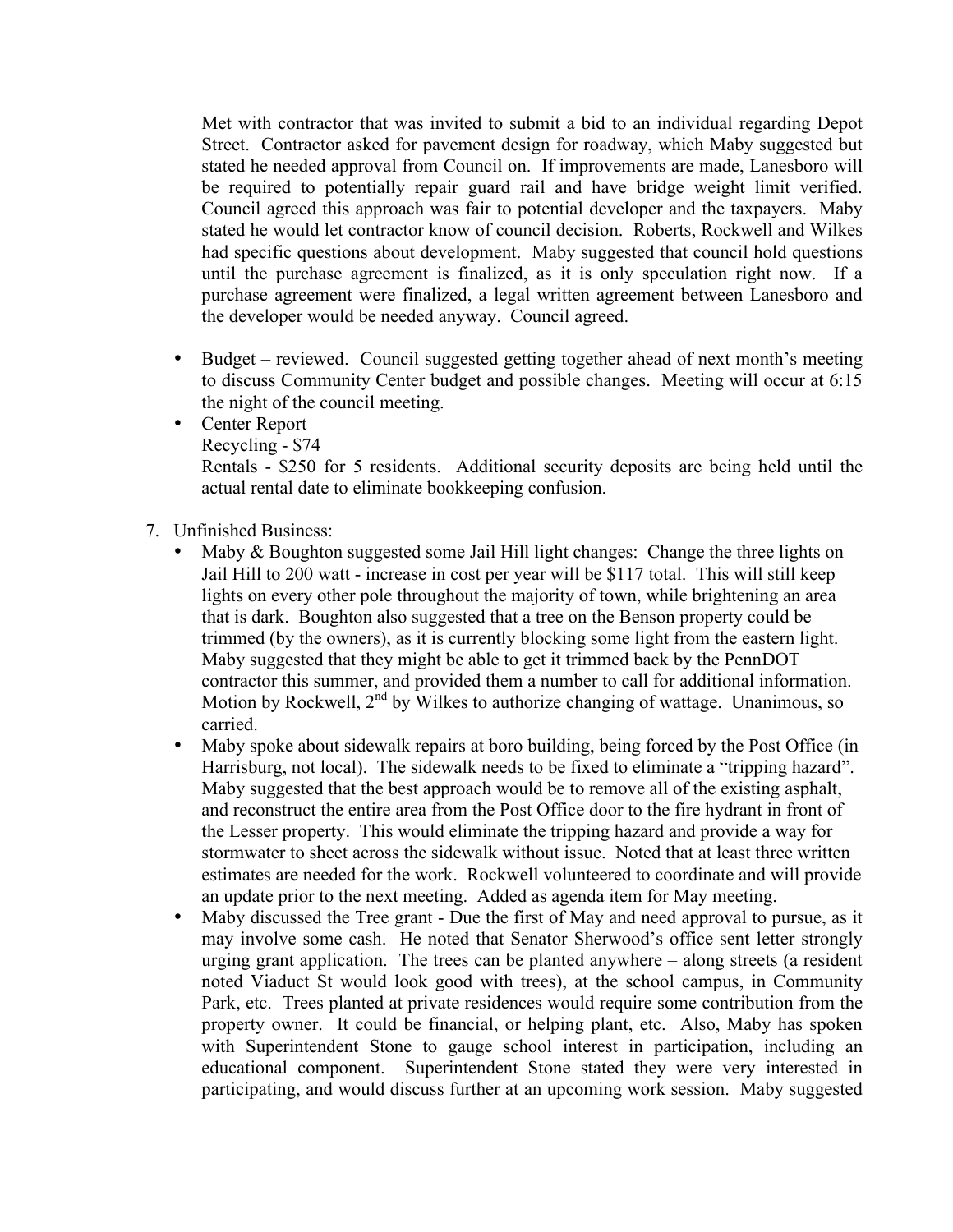Met with contractor that was invited to submit a bid to an individual regarding Depot Street. Contractor asked for pavement design for roadway, which Maby suggested but stated he needed approval from Council on. If improvements are made, Lanesboro will be required to potentially repair guard rail and have bridge weight limit verified. Council agreed this approach was fair to potential developer and the taxpayers. Maby stated he would let contractor know of council decision. Roberts, Rockwell and Wilkes had specific questions about development. Maby suggested that council hold questions until the purchase agreement is finalized, as it is only speculation right now. If a purchase agreement were finalized, a legal written agreement between Lanesboro and the developer would be needed anyway. Council agreed.

- Budget – reviewed. Council suggested getting together ahead of next month's meeting to discuss Community Center budget and possible changes. Meeting will occur at 6:15 the night of the council meeting.
- Center Report
  Recycling - $74
  Rentals - $250 for 5 residents. Additional security deposits are being held until the actual rental date to eliminate bookkeeping confusion.

7. Unfinished Business:
   - Maby & Boughton suggested some Jail Hill light changes: Change the three lights on Jail Hill to 200 watt - increase in cost per year will be $117 total. This will still keep lights on every other pole throughout the majority of town, while brightening an area that is dark. Boughton also suggested that a tree on the Benson property could be trimmed (by the owners), as it is currently blocking some light from the eastern light. Maby suggested that they might be able to get it trimmed back by the PennDOT contractor this summer, and provided them a number to call for additional information. Motion by Rockwell, 2nd by Wilkes to authorize changing of wattage. Unanimous, so carried.
   - Maby spoke about sidewalk repairs at boro building, being forced by the Post Office (in Harrisburg, not local). The sidewalk needs to be fixed to eliminate a "tripping hazard". Maby suggested that the best approach would be to remove all of the existing asphalt, and reconstruct the entire area from the Post Office door to the fire hydrant in front of the Lesser property. This would eliminate the tripping hazard and provide a way for stormwater to sheet across the sidewalk without issue. Noted that at least three written estimates are needed for the work. Rockwell volunteered to coordinate and will provide an update prior to the next meeting. Added as agenda item for May meeting.
   - Maby discussed the Tree grant - Due the first of May and need approval to pursue, as it may involve some cash. He noted that Senator Sherwood's office sent letter strongly urging grant application. The trees can be planted anywhere – along streets (a resident noted Viaduct St would look good with trees), at the school campus, in Community Park, etc. Trees planted at private residences would require some contribution from the property owner. It could be financial, or helping plant, etc. Also, Maby has spoken with Superintendent Stone to gauge school interest in participation, including an educational component. Superintendent Stone stated they were very interested in participating, and would discuss further at an upcoming work session. Maby suggested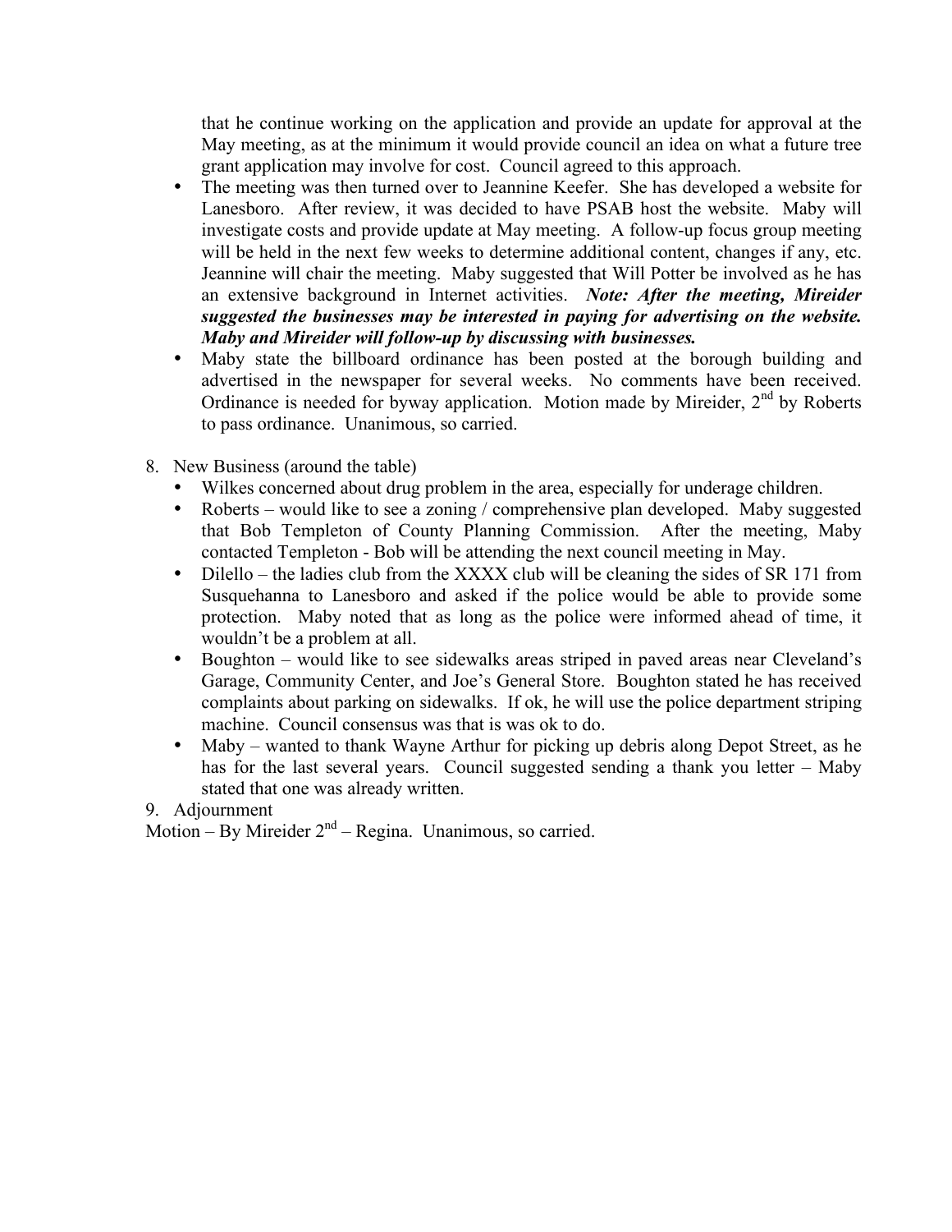that he continue working on the application and provide an update for approval at the May meeting, as at the minimum it would provide council an idea on what a future tree grant application may involve for cost. Council agreed to this approach.

- The meeting was then turned over to Jeannine Keefer. She has developed a website for Lanesboro. After review, it was decided to have PSAB host the website. Maby will investigate costs and provide update at May meeting. A follow-up focus group meeting will be held in the next few weeks to determine additional content, changes if any, etc. Jeannine will chair the meeting. Maby suggested that Will Potter be involved as he has an extensive background in Internet activities. ***Note: After the meeting, Mireider suggested the businesses may be interested in paying for advertising on the website. Maby and Mireider will follow-up by discussing with businesses.***
- Maby state the billboard ordinance has been posted at the borough building and advertised in the newspaper for several weeks. No comments have been received. Ordinance is needed for byway application. Motion made by Mireider, 2nd by Roberts to pass ordinance. Unanimous, so carried.

8. New Business (around the table)
   - Wilkes concerned about drug problem in the area, especially for underage children.
   - Roberts – would like to see a zoning / comprehensive plan developed. Maby suggested that Bob Templeton of County Planning Commission. After the meeting, Maby contacted Templeton - Bob will be attending the next council meeting in May.
   - Dilello – the ladies club from the XXXX club will be cleaning the sides of SR 171 from Susquehanna to Lanesboro and asked if the police would be able to provide some protection. Maby noted that as long as the police were informed ahead of time, it wouldn't be a problem at all.
   - Boughton – would like to see sidewalks areas striped in paved areas near Cleveland's Garage, Community Center, and Joe's General Store. Boughton stated he has received complaints about parking on sidewalks. If ok, he will use the police department striping machine. Council consensus was that is was ok to do.
   - Maby – wanted to thank Wayne Arthur for picking up debris along Depot Street, as he has for the last several years. Council suggested sending a thank you letter – Maby stated that one was already written.

9. Adjournment

Motion – By Mireider 2nd – Regina. Unanimous, so carried.